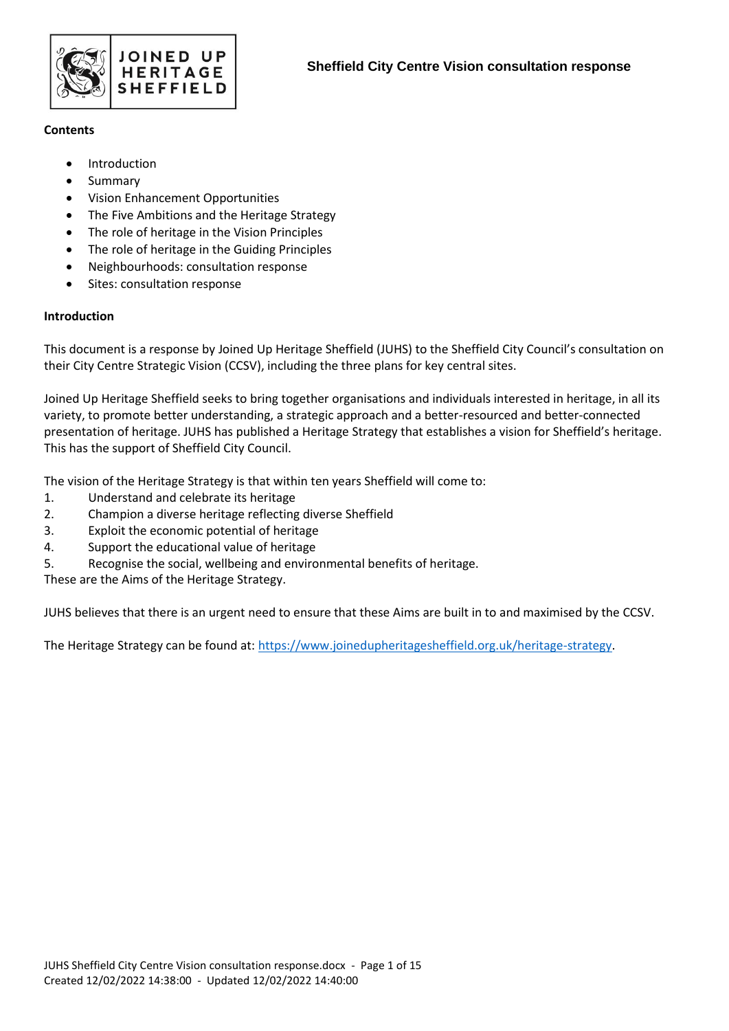# Sheffield City Centre Vision consultation response

**Contents**

- Introduction
- Summary
- Vision Enhancement Opportunities
- The Five Ambitions and the Heritage Strategy
- The role of heritage in the Vision Principles
- The role of heritage in the Guiding Principles
- Neighbourhoods: consultation response
- Sites: consultation response

**Introduction**

This document is a response by Joined Up Heritage Sheffield (JUHS) to the Sheffield City Council's consultation on their City Centre Strategic Vision (CCSV), including the three plans for key central sites.

Joined Up Heritage Sheffield seeks to bring together organisations and individuals interested in heritage, in all its variety, to promote better understanding, a strategic approach and a better-resourced and better-connected presentation of heritage. JUHS has published a Heritage Strategy that establishes a vision for Sheffield's heritage. This has the support of Sheffield City Council.

The vision of the Heritage Strategy is that within ten years Sheffield will come to:

1. Understand and celebrate its heritage
2. Champion a diverse heritage reflecting diverse Sheffield
3. Exploit the economic potential of heritage
4. Support the educational value of heritage
5. Recognise the social, wellbeing and environmental benefits of heritage.

These are the Aims of the Heritage Strategy.

JUHS believes that there is an urgent need to ensure that these Aims are built in to and maximised by the CCSV.

The Heritage Strategy can be found at: https://www.joinedupheritagesheffield.org.uk/heritage-strategy.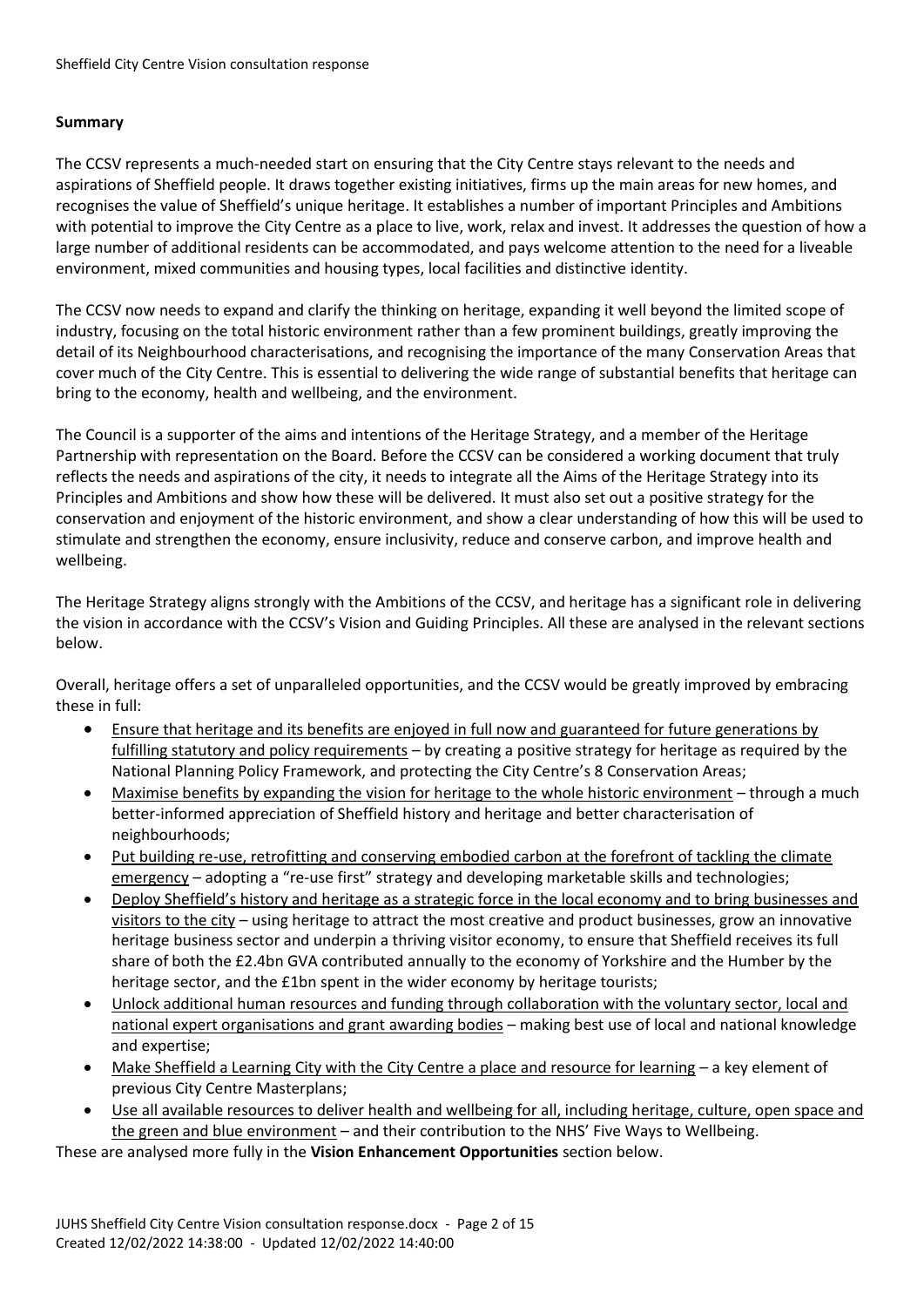**Summary**

The CCSV represents a much-needed start on ensuring that the City Centre stays relevant to the needs and aspirations of Sheffield people. It draws together existing initiatives, firms up the main areas for new homes, and recognises the value of Sheffield's unique heritage. It establishes a number of important Principles and Ambitions with potential to improve the City Centre as a place to live, work, relax and invest. It addresses the question of how a large number of additional residents can be accommodated, and pays welcome attention to the need for a liveable environment, mixed communities and housing types, local facilities and distinctive identity.

The CCSV now needs to expand and clarify the thinking on heritage, expanding it well beyond the limited scope of industry, focusing on the total historic environment rather than a few prominent buildings, greatly improving the detail of its Neighbourhood characterisations, and recognising the importance of the many Conservation Areas that cover much of the City Centre. This is essential to delivering the wide range of substantial benefits that heritage can bring to the economy, health and wellbeing, and the environment.

The Council is a supporter of the aims and intentions of the Heritage Strategy, and a member of the Heritage Partnership with representation on the Board. Before the CCSV can be considered a working document that truly reflects the needs and aspirations of the city, it needs to integrate all the Aims of the Heritage Strategy into its Principles and Ambitions and show how these will be delivered. It must also set out a positive strategy for the conservation and enjoyment of the historic environment, and show a clear understanding of how this will be used to stimulate and strengthen the economy, ensure inclusivity, reduce and conserve carbon, and improve health and wellbeing.

The Heritage Strategy aligns strongly with the Ambitions of the CCSV, and heritage has a significant role in delivering the vision in accordance with the CCSV's Vision and Guiding Principles. All these are analysed in the relevant sections below.

Overall, heritage offers a set of unparalleled opportunities, and the CCSV would be greatly improved by embracing these in full:

- Ensure that heritage and its benefits are enjoyed in full now and guaranteed for future generations by fulfilling statutory and policy requirements – by creating a positive strategy for heritage as required by the National Planning Policy Framework, and protecting the City Centre's 8 Conservation Areas;
- Maximise benefits by expanding the vision for heritage to the whole historic environment – through a much better-informed appreciation of Sheffield history and heritage and better characterisation of neighbourhoods;
- Put building re-use, retrofitting and conserving embodied carbon at the forefront of tackling the climate emergency – adopting a "re-use first" strategy and developing marketable skills and technologies;
- Deploy Sheffield's history and heritage as a strategic force in the local economy and to bring businesses and visitors to the city – using heritage to attract the most creative and product businesses, grow an innovative heritage business sector and underpin a thriving visitor economy, to ensure that Sheffield receives its full share of both the £2.4bn GVA contributed annually to the economy of Yorkshire and the Humber by the heritage sector, and the £1bn spent in the wider economy by heritage tourists;
- Unlock additional human resources and funding through collaboration with the voluntary sector, local and national expert organisations and grant awarding bodies – making best use of local and national knowledge and expertise;
- Make Sheffield a Learning City with the City Centre a place and resource for learning – a key element of previous City Centre Masterplans;
- Use all available resources to deliver health and wellbeing for all, including heritage, culture, open space and the green and blue environment – and their contribution to the NHS' Five Ways to Wellbeing.

These are analysed more fully in the **Vision Enhancement Opportunities** section below.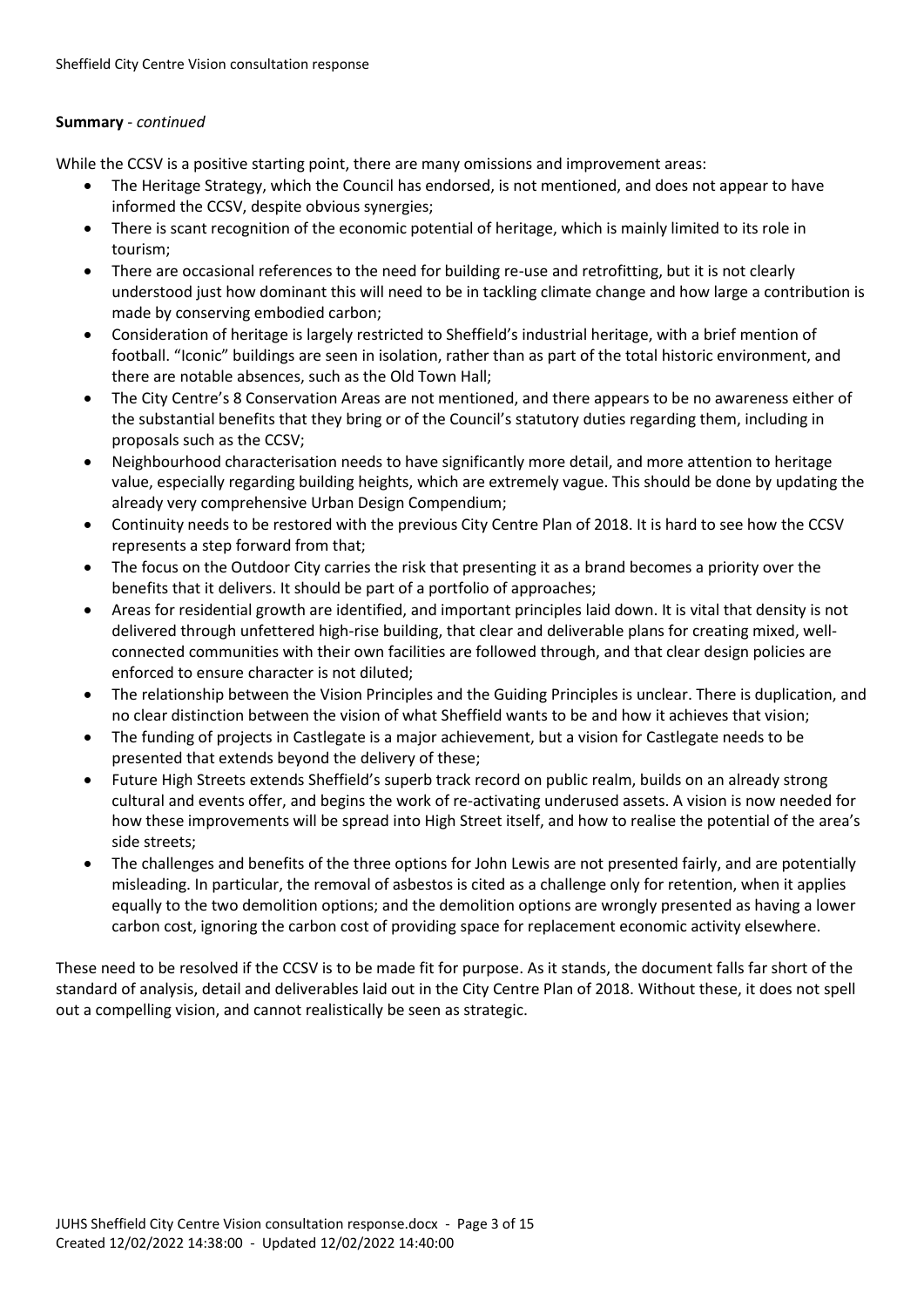**Summary** - *continued*

While the CCSV is a positive starting point, there are many omissions and improvement areas:

- The Heritage Strategy, which the Council has endorsed, is not mentioned, and does not appear to have informed the CCSV, despite obvious synergies;
- There is scant recognition of the economic potential of heritage, which is mainly limited to its role in tourism;
- There are occasional references to the need for building re-use and retrofitting, but it is not clearly understood just how dominant this will need to be in tackling climate change and how large a contribution is made by conserving embodied carbon;
- Consideration of heritage is largely restricted to Sheffield's industrial heritage, with a brief mention of football. "Iconic" buildings are seen in isolation, rather than as part of the total historic environment, and there are notable absences, such as the Old Town Hall;
- The City Centre's 8 Conservation Areas are not mentioned, and there appears to be no awareness either of the substantial benefits that they bring or of the Council's statutory duties regarding them, including in proposals such as the CCSV;
- Neighbourhood characterisation needs to have significantly more detail, and more attention to heritage value, especially regarding building heights, which are extremely vague. This should be done by updating the already very comprehensive Urban Design Compendium;
- Continuity needs to be restored with the previous City Centre Plan of 2018. It is hard to see how the CCSV represents a step forward from that;
- The focus on the Outdoor City carries the risk that presenting it as a brand becomes a priority over the benefits that it delivers. It should be part of a portfolio of approaches;
- Areas for residential growth are identified, and important principles laid down. It is vital that density is not delivered through unfettered high-rise building, that clear and deliverable plans for creating mixed, well-connected communities with their own facilities are followed through, and that clear design policies are enforced to ensure character is not diluted;
- The relationship between the Vision Principles and the Guiding Principles is unclear. There is duplication, and no clear distinction between the vision of what Sheffield wants to be and how it achieves that vision;
- The funding of projects in Castlegate is a major achievement, but a vision for Castlegate needs to be presented that extends beyond the delivery of these;
- Future High Streets extends Sheffield's superb track record on public realm, builds on an already strong cultural and events offer, and begins the work of re-activating underused assets. A vision is now needed for how these improvements will be spread into High Street itself, and how to realise the potential of the area's side streets;
- The challenges and benefits of the three options for John Lewis are not presented fairly, and are potentially misleading. In particular, the removal of asbestos is cited as a challenge only for retention, when it applies equally to the two demolition options; and the demolition options are wrongly presented as having a lower carbon cost, ignoring the carbon cost of providing space for replacement economic activity elsewhere.

These need to be resolved if the CCSV is to be made fit for purpose. As it stands, the document falls far short of the standard of analysis, detail and deliverables laid out in the City Centre Plan of 2018. Without these, it does not spell out a compelling vision, and cannot realistically be seen as strategic.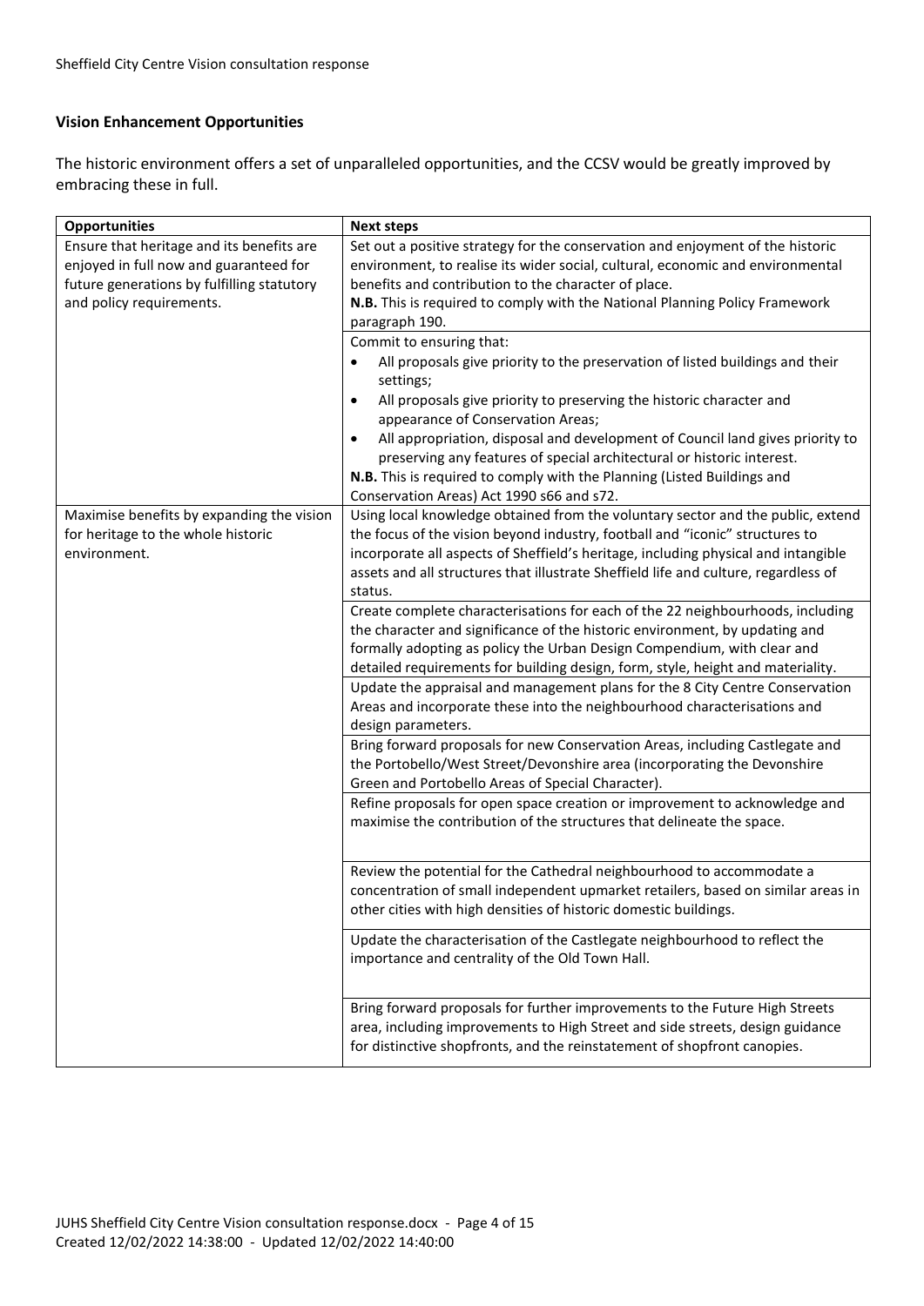**Vision Enhancement Opportunities**

The historic environment offers a set of unparalleled opportunities, and the CCSV would be greatly improved by embracing these in full.

| Opportunities | Next steps |
|---|---|
| Ensure that heritage and its benefits are enjoyed in full now and guaranteed for future generations by fulfilling statutory and policy requirements. | Set out a positive strategy for the conservation and enjoyment of the historic environment, to realise its wider social, cultural, economic and environmental benefits and contribution to the character of place.<br>**N.B.** This is required to comply with the National Planning Policy Framework paragraph 190. |
| | Commit to ensuring that:<br>• All proposals give priority to the preservation of listed buildings and their settings;<br>• All proposals give priority to preserving the historic character and appearance of Conservation Areas;<br>• All appropriation, disposal and development of Council land gives priority to preserving any features of special architectural or historic interest.<br>**N.B.** This is required to comply with the Planning (Listed Buildings and Conservation Areas) Act 1990 s66 and s72. |
| Maximise benefits by expanding the vision for heritage to the whole historic environment. | Using local knowledge obtained from the voluntary sector and the public, extend the focus of the vision beyond industry, football and "iconic" structures to incorporate all aspects of Sheffield's heritage, including physical and intangible assets and all structures that illustrate Sheffield life and culture, regardless of status. |
| | Create complete characterisations for each of the 22 neighbourhoods, including the character and significance of the historic environment, by updating and formally adopting as policy the Urban Design Compendium, with clear and detailed requirements for building design, form, style, height and materiality. |
| | Update the appraisal and management plans for the 8 City Centre Conservation Areas and incorporate these into the neighbourhood characterisations and design parameters. |
| | Bring forward proposals for new Conservation Areas, including Castlegate and the Portobello/West Street/Devonshire area (incorporating the Devonshire Green and Portobello Areas of Special Character). |
| | Refine proposals for open space creation or improvement to acknowledge and maximise the contribution of the structures that delineate the space. |
| | Review the potential for the Cathedral neighbourhood to accommodate a concentration of small independent upmarket retailers, based on similar areas in other cities with high densities of historic domestic buildings. |
| | Update the characterisation of the Castlegate neighbourhood to reflect the importance and centrality of the Old Town Hall. |
| | Bring forward proposals for further improvements to the Future High Streets area, including improvements to High Street and side streets, design guidance for distinctive shopfronts, and the reinstatement of shopfront canopies. |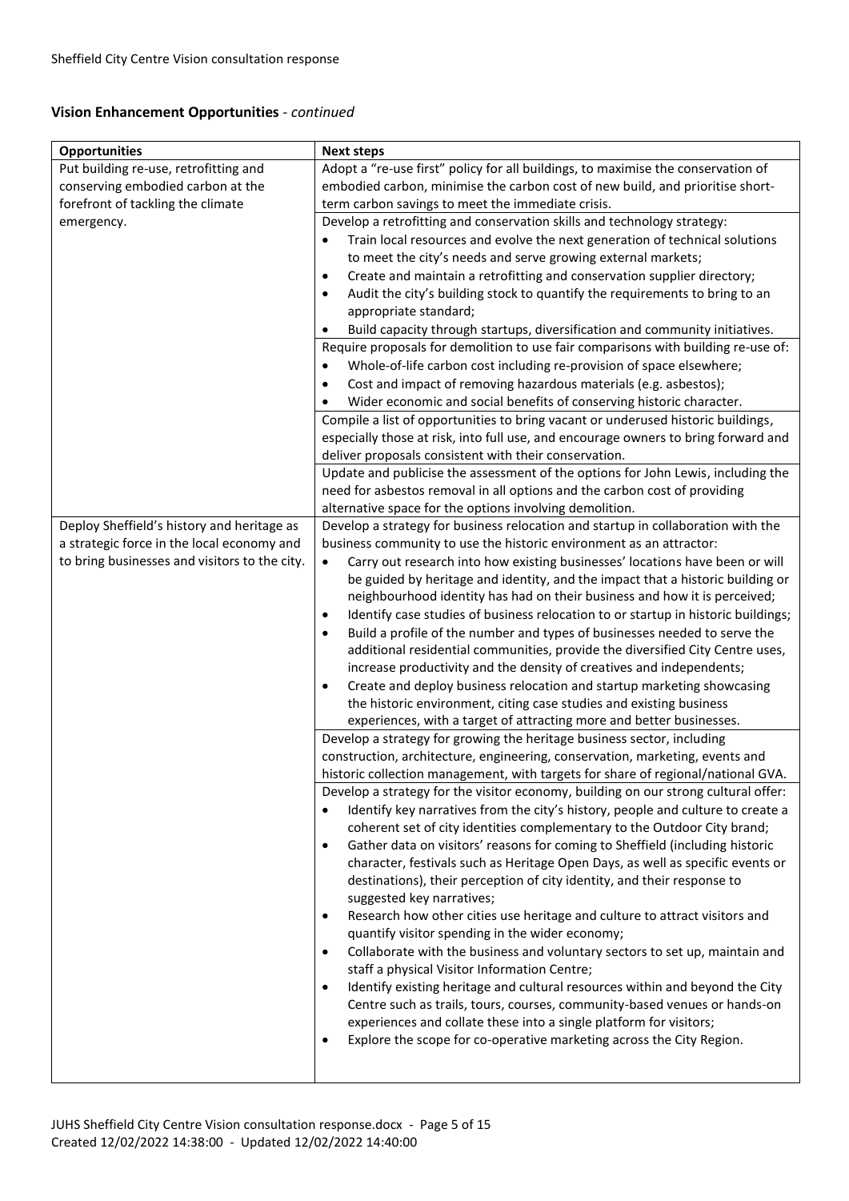**Vision Enhancement Opportunities** - *continued*

| Opportunities | Next steps |
|---|---|
| Put building re-use, retrofitting and conserving embodied carbon at the forefront of tackling the climate emergency. | Adopt a "re-use first" policy for all buildings, to maximise the conservation of embodied carbon, minimise the carbon cost of new build, and prioritise short-term carbon savings to meet the immediate crisis. |
| | Develop a retrofitting and conservation skills and technology strategy:<br>• Train local resources and evolve the next generation of technical solutions to meet the city's needs and serve growing external markets;<br>• Create and maintain a retrofitting and conservation supplier directory;<br>• Audit the city's building stock to quantify the requirements to bring to an appropriate standard;<br>• Build capacity through startups, diversification and community initiatives. |
| | Require proposals for demolition to use fair comparisons with building re-use of:<br>• Whole-of-life carbon cost including re-provision of space elsewhere;<br>• Cost and impact of removing hazardous materials (e.g. asbestos);<br>• Wider economic and social benefits of conserving historic character. |
| | Compile a list of opportunities to bring vacant or underused historic buildings, especially those at risk, into full use, and encourage owners to bring forward and deliver proposals consistent with their conservation. |
| | Update and publicise the assessment of the options for John Lewis, including the need for asbestos removal in all options and the carbon cost of providing alternative space for the options involving demolition. |
| Deploy Sheffield's history and heritage as a strategic force in the local economy and to bring businesses and visitors to the city. | Develop a strategy for business relocation and startup in collaboration with the business community to use the historic environment as an attractor:<br>• Carry out research into how existing businesses' locations have been or will be guided by heritage and identity, and the impact that a historic building or neighbourhood identity has had on their business and how it is perceived;<br>• Identify case studies of business relocation to or startup in historic buildings;<br>• Build a profile of the number and types of businesses needed to serve the additional residential communities, provide the diversified City Centre uses, increase productivity and the density of creatives and independents;<br>• Create and deploy business relocation and startup marketing showcasing the historic environment, citing case studies and existing business experiences, with a target of attracting more and better businesses. |
| | Develop a strategy for growing the heritage business sector, including construction, architecture, engineering, conservation, marketing, events and historic collection management, with targets for share of regional/national GVA. |
| | Develop a strategy for the visitor economy, building on our strong cultural offer:<br>• Identify key narratives from the city's history, people and culture to create a coherent set of city identities complementary to the Outdoor City brand;<br>• Gather data on visitors' reasons for coming to Sheffield (including historic character, festivals such as Heritage Open Days, as well as specific events or destinations), their perception of city identity, and their response to suggested key narratives;<br>• Research how other cities use heritage and culture to attract visitors and quantify visitor spending in the wider economy;<br>• Collaborate with the business and voluntary sectors to set up, maintain and staff a physical Visitor Information Centre;<br>• Identify existing heritage and cultural resources within and beyond the City Centre such as trails, tours, courses, community-based venues or hands-on experiences and collate these into a single platform for visitors;<br>• Explore the scope for co-operative marketing across the City Region. |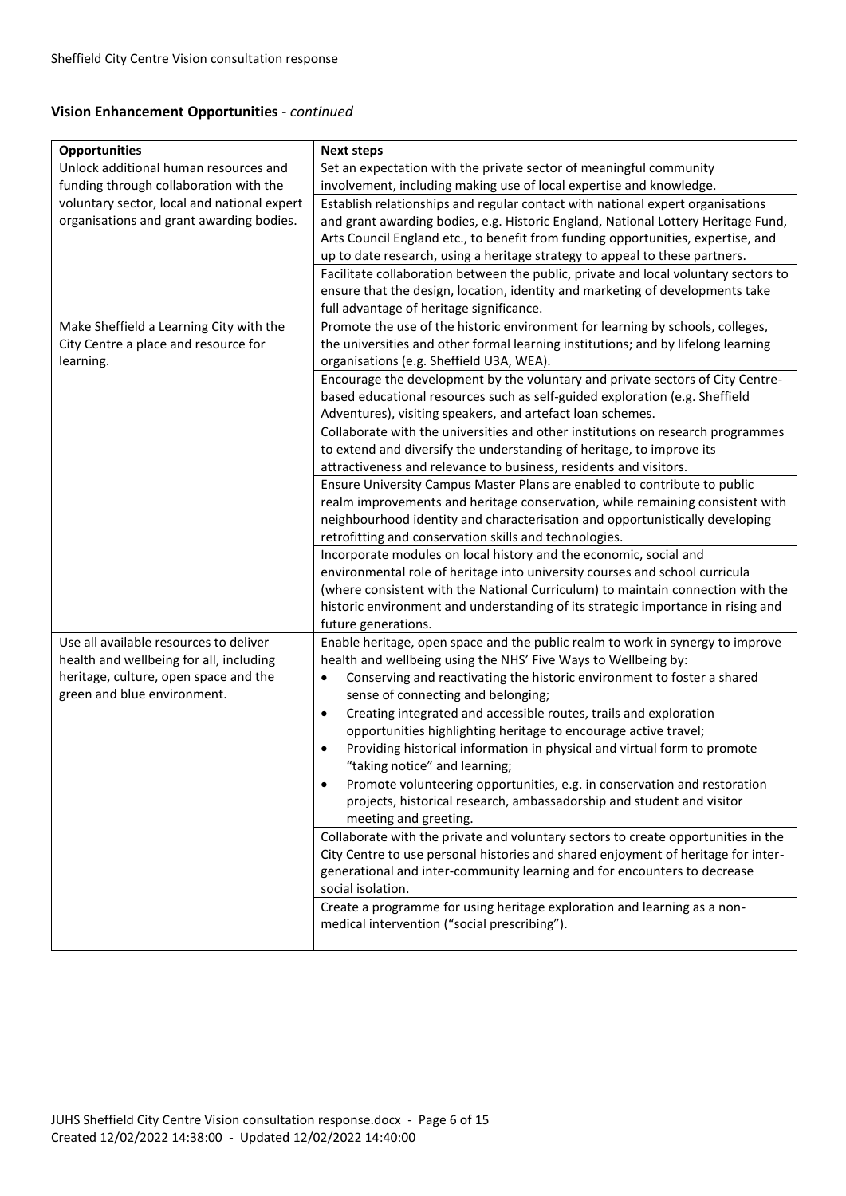**Vision Enhancement Opportunities** - *continued*

| Opportunities | Next steps |
|---|---|
| Unlock additional human resources and funding through collaboration with the voluntary sector, local and national expert organisations and grant awarding bodies. | Set an expectation with the private sector of meaningful community involvement, including making use of local expertise and knowledge. |
| | Establish relationships and regular contact with national expert organisations and grant awarding bodies, e.g. Historic England, National Lottery Heritage Fund, Arts Council England etc., to benefit from funding opportunities, expertise, and up to date research, using a heritage strategy to appeal to these partners. |
| | Facilitate collaboration between the public, private and local voluntary sectors to ensure that the design, location, identity and marketing of developments take full advantage of heritage significance. |
| Make Sheffield a Learning City with the City Centre a place and resource for learning. | Promote the use of the historic environment for learning by schools, colleges, the universities and other formal learning institutions; and by lifelong learning organisations (e.g. Sheffield U3A, WEA). |
| | Encourage the development by the voluntary and private sectors of City Centre-based educational resources such as self-guided exploration (e.g. Sheffield Adventures), visiting speakers, and artefact loan schemes. |
| | Collaborate with the universities and other institutions on research programmes to extend and diversify the understanding of heritage, to improve its attractiveness and relevance to business, residents and visitors. |
| | Ensure University Campus Master Plans are enabled to contribute to public realm improvements and heritage conservation, while remaining consistent with neighbourhood identity and characterisation and opportunistically developing retrofitting and conservation skills and technologies. |
| | Incorporate modules on local history and the economic, social and environmental role of heritage into university courses and school curricula (where consistent with the National Curriculum) to maintain connection with the historic environment and understanding of its strategic importance in rising and future generations. |
| Use all available resources to deliver health and wellbeing for all, including heritage, culture, open space and the green and blue environment. | Enable heritage, open space and the public realm to work in synergy to improve health and wellbeing using the NHS' Five Ways to Wellbeing by:<br>• Conserving and reactivating the historic environment to foster a shared sense of connecting and belonging;<br>• Creating integrated and accessible routes, trails and exploration opportunities highlighting heritage to encourage active travel;<br>• Providing historical information in physical and virtual form to promote "taking notice" and learning;<br>• Promote volunteering opportunities, e.g. in conservation and restoration projects, historical research, ambassadorship and student and visitor meeting and greeting. |
| | Collaborate with the private and voluntary sectors to create opportunities in the City Centre to use personal histories and shared enjoyment of heritage for inter-generational and inter-community learning and for encounters to decrease social isolation. |
| | Create a programme for using heritage exploration and learning as a non-medical intervention ("social prescribing"). |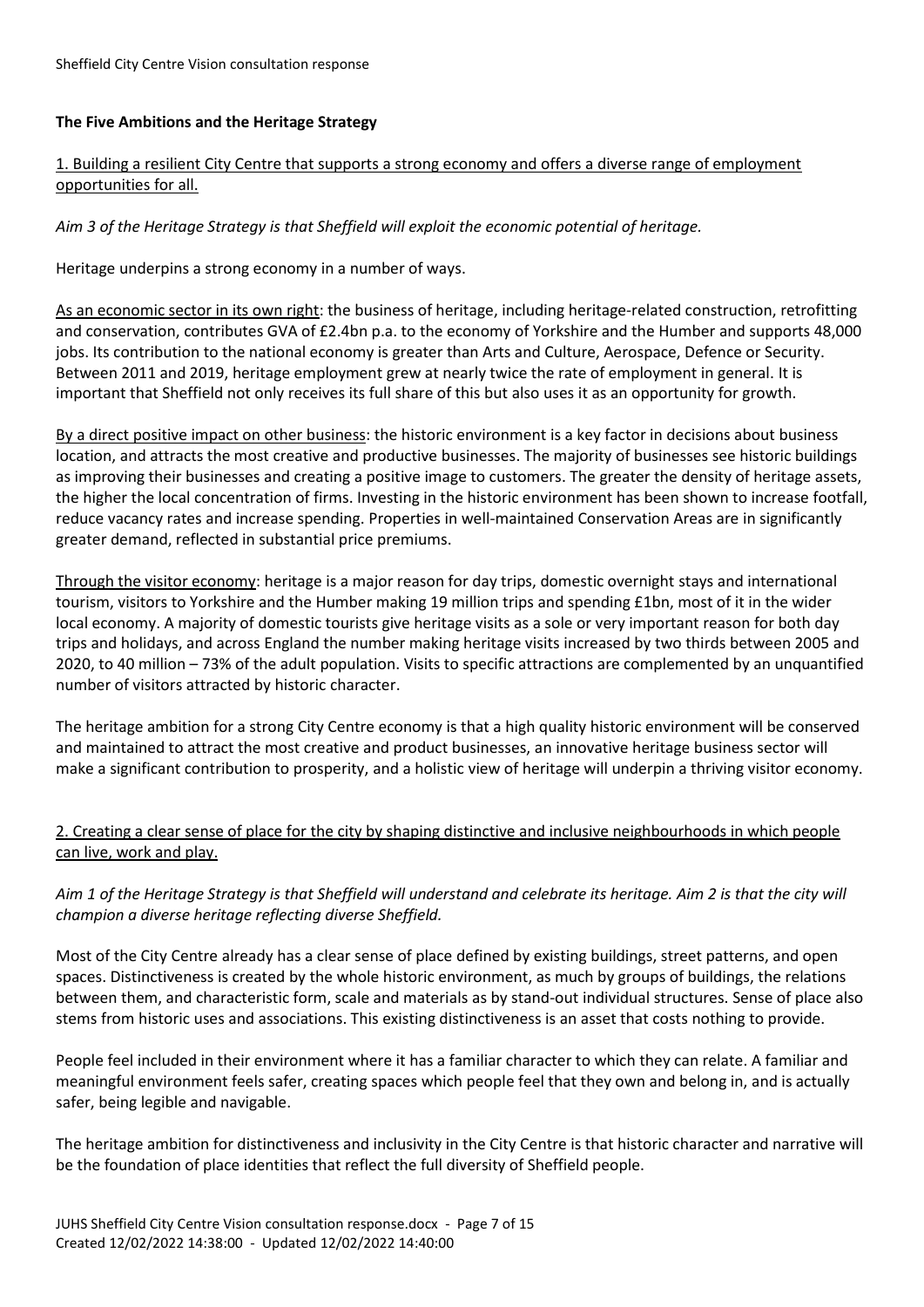**The Five Ambitions and the Heritage Strategy**

1. Building a resilient City Centre that supports a strong economy and offers a diverse range of employment opportunities for all.

*Aim 3 of the Heritage Strategy is that Sheffield will exploit the economic potential of heritage.*

Heritage underpins a strong economy in a number of ways.

As an economic sector in its own right: the business of heritage, including heritage-related construction, retrofitting and conservation, contributes GVA of £2.4bn p.a. to the economy of Yorkshire and the Humber and supports 48,000 jobs. Its contribution to the national economy is greater than Arts and Culture, Aerospace, Defence or Security. Between 2011 and 2019, heritage employment grew at nearly twice the rate of employment in general. It is important that Sheffield not only receives its full share of this but also uses it as an opportunity for growth.

By a direct positive impact on other business: the historic environment is a key factor in decisions about business location, and attracts the most creative and productive businesses. The majority of businesses see historic buildings as improving their businesses and creating a positive image to customers. The greater the density of heritage assets, the higher the local concentration of firms. Investing in the historic environment has been shown to increase footfall, reduce vacancy rates and increase spending. Properties in well-maintained Conservation Areas are in significantly greater demand, reflected in substantial price premiums.

Through the visitor economy: heritage is a major reason for day trips, domestic overnight stays and international tourism, visitors to Yorkshire and the Humber making 19 million trips and spending £1bn, most of it in the wider local economy. A majority of domestic tourists give heritage visits as a sole or very important reason for both day trips and holidays, and across England the number making heritage visits increased by two thirds between 2005 and 2020, to 40 million – 73% of the adult population. Visits to specific attractions are complemented by an unquantified number of visitors attracted by historic character.

The heritage ambition for a strong City Centre economy is that a high quality historic environment will be conserved and maintained to attract the most creative and product businesses, an innovative heritage business sector will make a significant contribution to prosperity, and a holistic view of heritage will underpin a thriving visitor economy.

2. Creating a clear sense of place for the city by shaping distinctive and inclusive neighbourhoods in which people can live, work and play.

*Aim 1 of the Heritage Strategy is that Sheffield will understand and celebrate its heritage. Aim 2 is that the city will champion a diverse heritage reflecting diverse Sheffield.*

Most of the City Centre already has a clear sense of place defined by existing buildings, street patterns, and open spaces. Distinctiveness is created by the whole historic environment, as much by groups of buildings, the relations between them, and characteristic form, scale and materials as by stand-out individual structures. Sense of place also stems from historic uses and associations. This existing distinctiveness is an asset that costs nothing to provide.

People feel included in their environment where it has a familiar character to which they can relate. A familiar and meaningful environment feels safer, creating spaces which people feel that they own and belong in, and is actually safer, being legible and navigable.

The heritage ambition for distinctiveness and inclusivity in the City Centre is that historic character and narrative will be the foundation of place identities that reflect the full diversity of Sheffield people.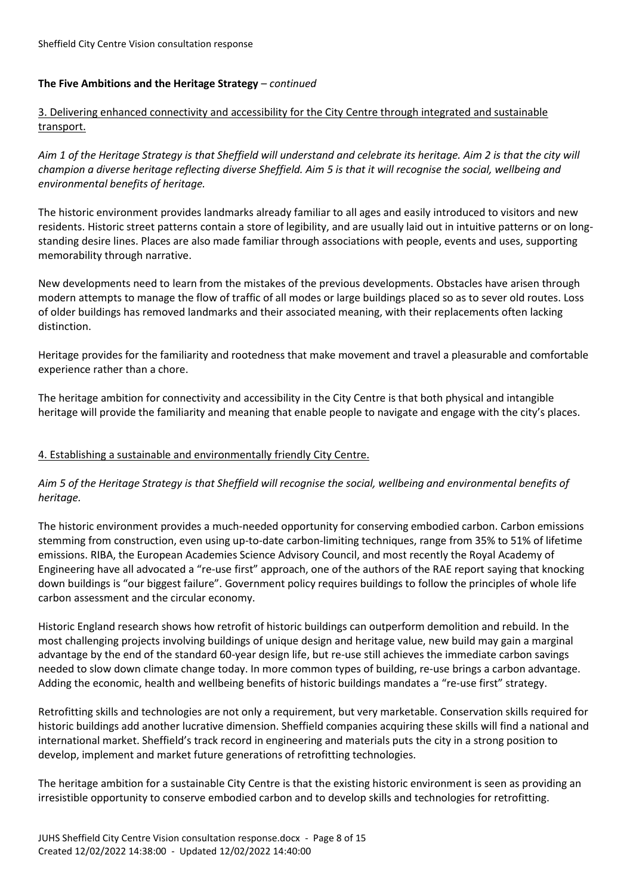**The Five Ambitions and the Heritage Strategy** – *continued*

3. Delivering enhanced connectivity and accessibility for the City Centre through integrated and sustainable transport.

*Aim 1 of the Heritage Strategy is that Sheffield will understand and celebrate its heritage. Aim 2 is that the city will champion a diverse heritage reflecting diverse Sheffield. Aim 5 is that it will recognise the social, wellbeing and environmental benefits of heritage.*

The historic environment provides landmarks already familiar to all ages and easily introduced to visitors and new residents. Historic street patterns contain a store of legibility, and are usually laid out in intuitive patterns or on long-standing desire lines. Places are also made familiar through associations with people, events and uses, supporting memorability through narrative.

New developments need to learn from the mistakes of the previous developments. Obstacles have arisen through modern attempts to manage the flow of traffic of all modes or large buildings placed so as to sever old routes. Loss of older buildings has removed landmarks and their associated meaning, with their replacements often lacking distinction.

Heritage provides for the familiarity and rootedness that make movement and travel a pleasurable and comfortable experience rather than a chore.

The heritage ambition for connectivity and accessibility in the City Centre is that both physical and intangible heritage will provide the familiarity and meaning that enable people to navigate and engage with the city's places.

4. Establishing a sustainable and environmentally friendly City Centre.

*Aim 5 of the Heritage Strategy is that Sheffield will recognise the social, wellbeing and environmental benefits of heritage.*

The historic environment provides a much-needed opportunity for conserving embodied carbon. Carbon emissions stemming from construction, even using up-to-date carbon-limiting techniques, range from 35% to 51% of lifetime emissions. RIBA, the European Academies Science Advisory Council, and most recently the Royal Academy of Engineering have all advocated a "re-use first" approach, one of the authors of the RAE report saying that knocking down buildings is "our biggest failure". Government policy requires buildings to follow the principles of whole life carbon assessment and the circular economy.

Historic England research shows how retrofit of historic buildings can outperform demolition and rebuild. In the most challenging projects involving buildings of unique design and heritage value, new build may gain a marginal advantage by the end of the standard 60-year design life, but re-use still achieves the immediate carbon savings needed to slow down climate change today. In more common types of building, re-use brings a carbon advantage. Adding the economic, health and wellbeing benefits of historic buildings mandates a "re-use first" strategy.

Retrofitting skills and technologies are not only a requirement, but very marketable. Conservation skills required for historic buildings add another lucrative dimension. Sheffield companies acquiring these skills will find a national and international market. Sheffield's track record in engineering and materials puts the city in a strong position to develop, implement and market future generations of retrofitting technologies.

The heritage ambition for a sustainable City Centre is that the existing historic environment is seen as providing an irresistible opportunity to conserve embodied carbon and to develop skills and technologies for retrofitting.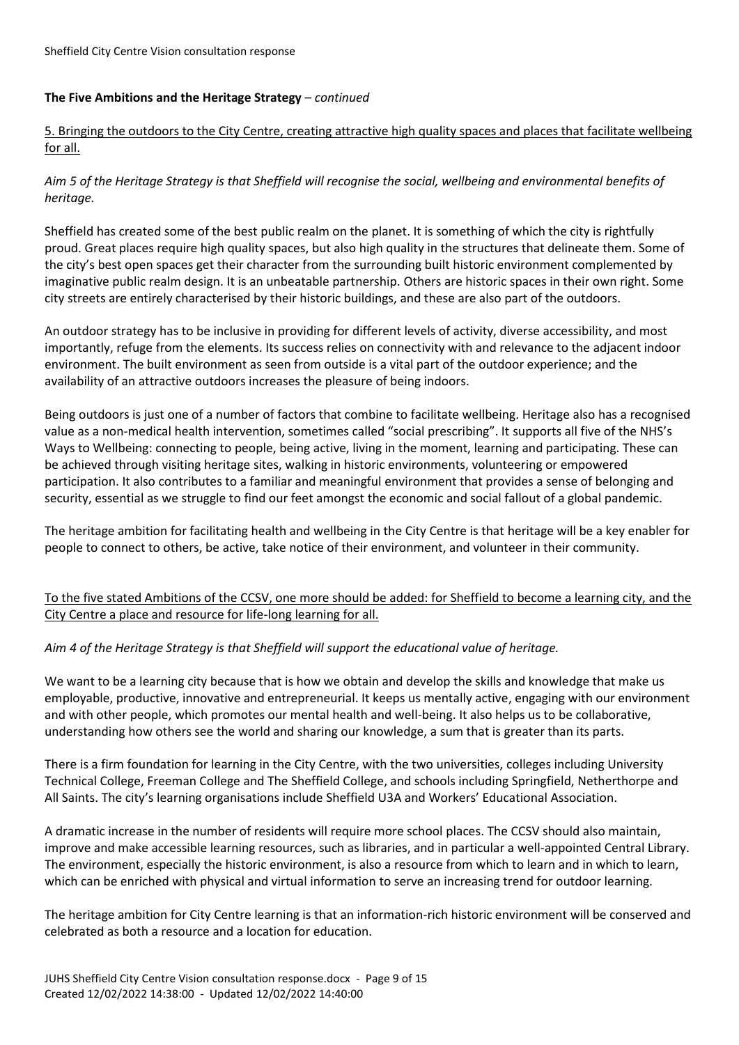**The Five Ambitions and the Heritage Strategy** – *continued*

<u>5. Bringing the outdoors to the City Centre, creating attractive high quality spaces and places that facilitate wellbeing for all.</u>

*Aim 5 of the Heritage Strategy is that Sheffield will recognise the social, wellbeing and environmental benefits of heritage.*

Sheffield has created some of the best public realm on the planet. It is something of which the city is rightfully proud. Great places require high quality spaces, but also high quality in the structures that delineate them. Some of the city's best open spaces get their character from the surrounding built historic environment complemented by imaginative public realm design. It is an unbeatable partnership. Others are historic spaces in their own right. Some city streets are entirely characterised by their historic buildings, and these are also part of the outdoors.

An outdoor strategy has to be inclusive in providing for different levels of activity, diverse accessibility, and most importantly, refuge from the elements. Its success relies on connectivity with and relevance to the adjacent indoor environment. The built environment as seen from outside is a vital part of the outdoor experience; and the availability of an attractive outdoors increases the pleasure of being indoors.

Being outdoors is just one of a number of factors that combine to facilitate wellbeing. Heritage also has a recognised value as a non-medical health intervention, sometimes called "social prescribing". It supports all five of the NHS's Ways to Wellbeing: connecting to people, being active, living in the moment, learning and participating. These can be achieved through visiting heritage sites, walking in historic environments, volunteering or empowered participation. It also contributes to a familiar and meaningful environment that provides a sense of belonging and security, essential as we struggle to find our feet amongst the economic and social fallout of a global pandemic.

The heritage ambition for facilitating health and wellbeing in the City Centre is that heritage will be a key enabler for people to connect to others, be active, take notice of their environment, and volunteer in their community.

<u>To the five stated Ambitions of the CCSV, one more should be added: for Sheffield to become a learning city, and the City Centre a place and resource for life-long learning for all.</u>

*Aim 4 of the Heritage Strategy is that Sheffield will support the educational value of heritage.*

We want to be a learning city because that is how we obtain and develop the skills and knowledge that make us employable, productive, innovative and entrepreneurial. It keeps us mentally active, engaging with our environment and with other people, which promotes our mental health and well-being. It also helps us to be collaborative, understanding how others see the world and sharing our knowledge, a sum that is greater than its parts.

There is a firm foundation for learning in the City Centre, with the two universities, colleges including University Technical College, Freeman College and The Sheffield College, and schools including Springfield, Netherthorpe and All Saints. The city's learning organisations include Sheffield U3A and Workers' Educational Association.

A dramatic increase in the number of residents will require more school places. The CCSV should also maintain, improve and make accessible learning resources, such as libraries, and in particular a well-appointed Central Library. The environment, especially the historic environment, is also a resource from which to learn and in which to learn, which can be enriched with physical and virtual information to serve an increasing trend for outdoor learning.

The heritage ambition for City Centre learning is that an information-rich historic environment will be conserved and celebrated as both a resource and a location for education.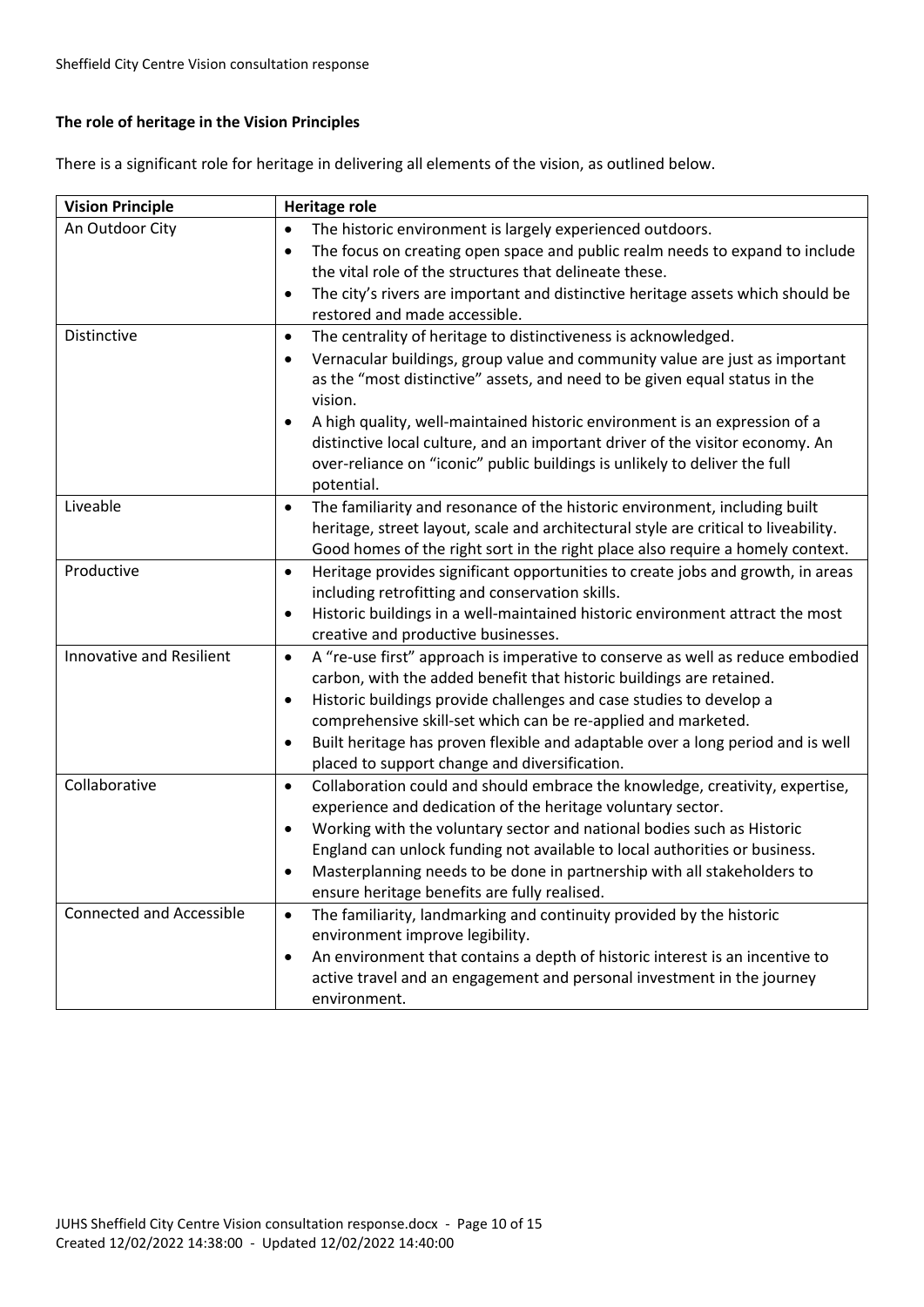**The role of heritage in the Vision Principles**

There is a significant role for heritage in delivering all elements of the vision, as outlined below.

| Vision Principle | Heritage role |
|---|---|
| An Outdoor City | • The historic environment is largely experienced outdoors.<br>• The focus on creating open space and public realm needs to expand to include the vital role of the structures that delineate these.<br>• The city's rivers are important and distinctive heritage assets which should be restored and made accessible. |
| Distinctive | • The centrality of heritage to distinctiveness is acknowledged.<br>• Vernacular buildings, group value and community value are just as important as the "most distinctive" assets, and need to be given equal status in the vision.<br>• A high quality, well-maintained historic environment is an expression of a distinctive local culture, and an important driver of the visitor economy. An over-reliance on "iconic" public buildings is unlikely to deliver the full potential. |
| Liveable | • The familiarity and resonance of the historic environment, including built heritage, street layout, scale and architectural style are critical to liveability. Good homes of the right sort in the right place also require a homely context. |
| Productive | • Heritage provides significant opportunities to create jobs and growth, in areas including retrofitting and conservation skills.<br>• Historic buildings in a well-maintained historic environment attract the most creative and productive businesses. |
| Innovative and Resilient | • A "re-use first" approach is imperative to conserve as well as reduce embodied carbon, with the added benefit that historic buildings are retained.<br>• Historic buildings provide challenges and case studies to develop a comprehensive skill-set which can be re-applied and marketed.<br>• Built heritage has proven flexible and adaptable over a long period and is well placed to support change and diversification. |
| Collaborative | • Collaboration could and should embrace the knowledge, creativity, expertise, experience and dedication of the heritage voluntary sector.<br>• Working with the voluntary sector and national bodies such as Historic England can unlock funding not available to local authorities or business.<br>• Masterplanning needs to be done in partnership with all stakeholders to ensure heritage benefits are fully realised. |
| Connected and Accessible | • The familiarity, landmarking and continuity provided by the historic environment improve legibility.<br>• An environment that contains a depth of historic interest is an incentive to active travel and an engagement and personal investment in the journey environment. |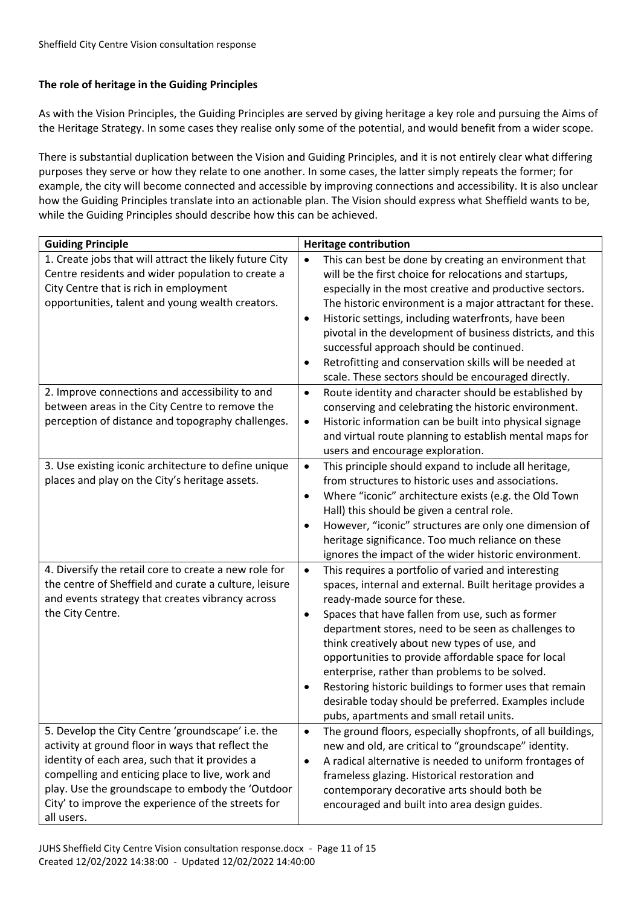**The role of heritage in the Guiding Principles**

As with the Vision Principles, the Guiding Principles are served by giving heritage a key role and pursuing the Aims of the Heritage Strategy. In some cases they realise only some of the potential, and would benefit from a wider scope.

There is substantial duplication between the Vision and Guiding Principles, and it is not entirely clear what differing purposes they serve or how they relate to one another. In some cases, the latter simply repeats the former; for example, the city will become connected and accessible by improving connections and accessibility. It is also unclear how the Guiding Principles translate into an actionable plan. The Vision should express what Sheffield wants to be, while the Guiding Principles should describe how this can be achieved.

| Guiding Principle | Heritage contribution |
|---|---|
| 1. Create jobs that will attract the likely future City Centre residents and wider population to create a City Centre that is rich in employment opportunities, talent and young wealth creators. | • This can best be done by creating an environment that will be the first choice for relocations and startups, especially in the most creative and productive sectors. The historic environment is a major attractant for these.<br>• Historic settings, including waterfronts, have been pivotal in the development of business districts, and this successful approach should be continued.<br>• Retrofitting and conservation skills will be needed at scale. These sectors should be encouraged directly. |
| 2. Improve connections and accessibility to and between areas in the City Centre to remove the perception of distance and topography challenges. | • Route identity and character should be established by conserving and celebrating the historic environment.<br>• Historic information can be built into physical signage and virtual route planning to establish mental maps for users and encourage exploration. |
| 3. Use existing iconic architecture to define unique places and play on the City's heritage assets. | • This principle should expand to include all heritage, from structures to historic uses and associations.<br>• Where "iconic" architecture exists (e.g. the Old Town Hall) this should be given a central role.<br>• However, "iconic" structures are only one dimension of heritage significance. Too much reliance on these ignores the impact of the wider historic environment. |
| 4. Diversify the retail core to create a new role for the centre of Sheffield and curate a culture, leisure and events strategy that creates vibrancy across the City Centre. | • This requires a portfolio of varied and interesting spaces, internal and external. Built heritage provides a ready-made source for these.<br>• Spaces that have fallen from use, such as former department stores, need to be seen as challenges to think creatively about new types of use, and opportunities to provide affordable space for local enterprise, rather than problems to be solved.<br>• Restoring historic buildings to former uses that remain desirable today should be preferred. Examples include pubs, apartments and small retail units. |
| 5. Develop the City Centre 'groundscape' i.e. the activity at ground floor in ways that reflect the identity of each area, such that it provides a compelling and enticing place to live, work and play. Use the groundscape to embody the 'Outdoor City' to improve the experience of the streets for all users. | • The ground floors, especially shopfronts, of all buildings, new and old, are critical to "groundscape" identity.<br>• A radical alternative is needed to uniform frontages of frameless glazing. Historical restoration and contemporary decorative arts should both be encouraged and built into area design guides. |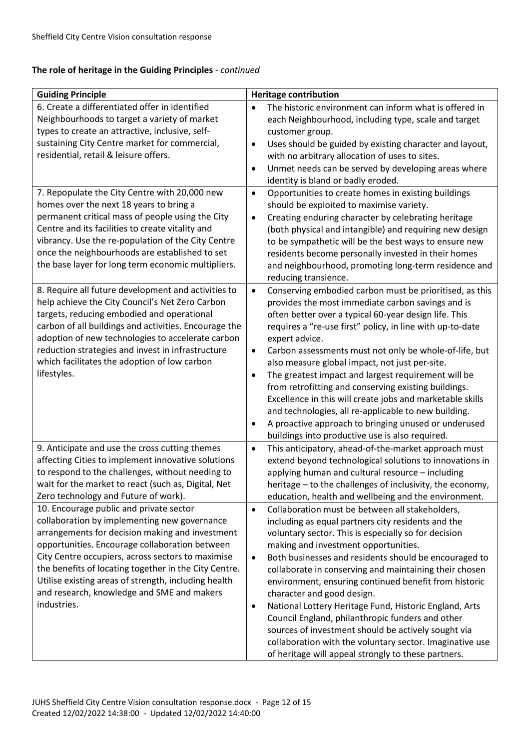**The role of heritage in the Guiding Principles** - *continued*

| Guiding Principle | Heritage contribution |
| --- | --- |
| 6. Create a differentiated offer in identified Neighbourhoods to target a variety of market types to create an attractive, inclusive, self-sustaining City Centre market for commercial, residential, retail & leisure offers. | • The historic environment can inform what is offered in each Neighbourhood, including type, scale and target customer group.<br>• Uses should be guided by existing character and layout, with no arbitrary allocation of uses to sites.<br>• Unmet needs can be served by developing areas where identity is bland or badly eroded. |
| 7. Repopulate the City Centre with 20,000 new homes over the next 18 years to bring a permanent critical mass of people using the City Centre and its facilities to create vitality and vibrancy. Use the re-population of the City Centre once the neighbourhoods are established to set the base layer for long term economic multipliers. | • Opportunities to create homes in existing buildings should be exploited to maximise variety.<br>• Creating enduring character by celebrating heritage (both physical and intangible) and requiring new design to be sympathetic will be the best ways to ensure new residents become personally invested in their homes and neighbourhood, promoting long-term residence and reducing transience. |
| 8. Require all future development and activities to help achieve the City Council's Net Zero Carbon targets, reducing embodied and operational carbon of all buildings and activities. Encourage the adoption of new technologies to accelerate carbon reduction strategies and invest in infrastructure which facilitates the adoption of low carbon lifestyles. | • Conserving embodied carbon must be prioritised, as this provides the most immediate carbon savings and is often better over a typical 60-year design life. This requires a "re-use first" policy, in line with up-to-date expert advice.<br>• Carbon assessments must not only be whole-of-life, but also measure global impact, not just per-site.<br>• The greatest impact and largest requirement will be from retrofitting and conserving existing buildings. Excellence in this will create jobs and marketable skills and technologies, all re-applicable to new building.<br>• A proactive approach to bringing unused or underused buildings into productive use is also required. |
| 9. Anticipate and use the cross cutting themes affecting Cities to implement innovative solutions to respond to the challenges, without needing to wait for the market to react (such as, Digital, Net Zero technology and Future of work). | • This anticipatory, ahead-of-the-market approach must extend beyond technological solutions to innovations in applying human and cultural resource – including heritage – to the challenges of inclusivity, the economy, education, health and wellbeing and the environment. |
| 10. Encourage public and private sector collaboration by implementing new governance arrangements for decision making and investment opportunities. Encourage collaboration between City Centre occupiers, across sectors to maximise the benefits of locating together in the City Centre. Utilise existing areas of strength, including health and research, knowledge and SME and makers industries. | • Collaboration must be between all stakeholders, including as equal partners city residents and the voluntary sector. This is especially so for decision making and investment opportunities.<br>• Both businesses and residents should be encouraged to collaborate in conserving and maintaining their chosen environment, ensuring continued benefit from historic character and good design.<br>• National Lottery Heritage Fund, Historic England, Arts Council England, philanthropic funders and other sources of investment should be actively sought via collaboration with the voluntary sector. Imaginative use of heritage will appeal strongly to these partners. |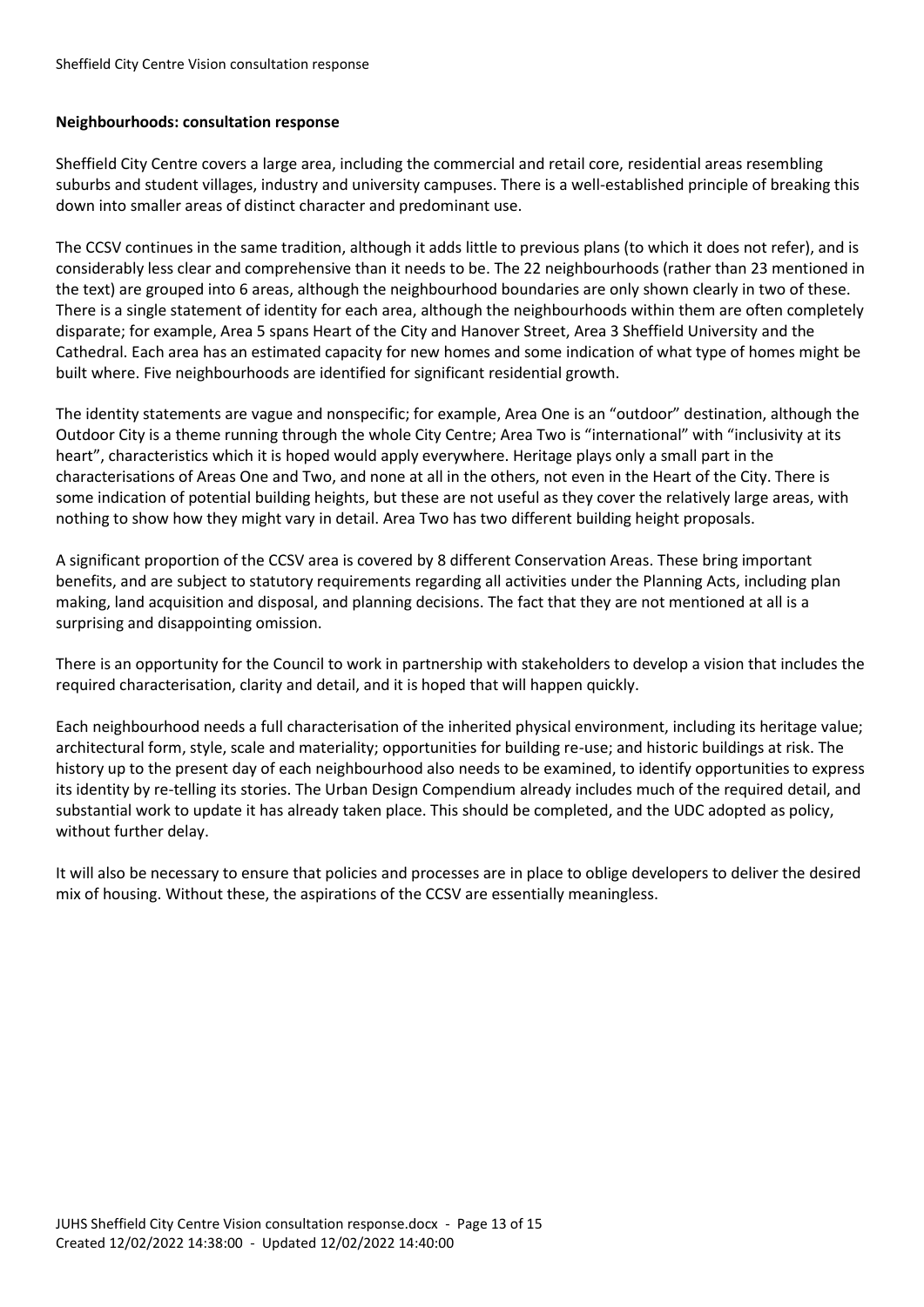**Neighbourhoods: consultation response**

Sheffield City Centre covers a large area, including the commercial and retail core, residential areas resembling suburbs and student villages, industry and university campuses. There is a well-established principle of breaking this down into smaller areas of distinct character and predominant use.

The CCSV continues in the same tradition, although it adds little to previous plans (to which it does not refer), and is considerably less clear and comprehensive than it needs to be. The 22 neighbourhoods (rather than 23 mentioned in the text) are grouped into 6 areas, although the neighbourhood boundaries are only shown clearly in two of these. There is a single statement of identity for each area, although the neighbourhoods within them are often completely disparate; for example, Area 5 spans Heart of the City and Hanover Street, Area 3 Sheffield University and the Cathedral. Each area has an estimated capacity for new homes and some indication of what type of homes might be built where. Five neighbourhoods are identified for significant residential growth.

The identity statements are vague and nonspecific; for example, Area One is an "outdoor" destination, although the Outdoor City is a theme running through the whole City Centre; Area Two is "international" with "inclusivity at its heart", characteristics which it is hoped would apply everywhere. Heritage plays only a small part in the characterisations of Areas One and Two, and none at all in the others, not even in the Heart of the City. There is some indication of potential building heights, but these are not useful as they cover the relatively large areas, with nothing to show how they might vary in detail. Area Two has two different building height proposals.

A significant proportion of the CCSV area is covered by 8 different Conservation Areas. These bring important benefits, and are subject to statutory requirements regarding all activities under the Planning Acts, including plan making, land acquisition and disposal, and planning decisions. The fact that they are not mentioned at all is a surprising and disappointing omission.

There is an opportunity for the Council to work in partnership with stakeholders to develop a vision that includes the required characterisation, clarity and detail, and it is hoped that will happen quickly.

Each neighbourhood needs a full characterisation of the inherited physical environment, including its heritage value; architectural form, style, scale and materiality; opportunities for building re-use; and historic buildings at risk. The history up to the present day of each neighbourhood also needs to be examined, to identify opportunities to express its identity by re-telling its stories. The Urban Design Compendium already includes much of the required detail, and substantial work to update it has already taken place. This should be completed, and the UDC adopted as policy, without further delay.

It will also be necessary to ensure that policies and processes are in place to oblige developers to deliver the desired mix of housing. Without these, the aspirations of the CCSV are essentially meaningless.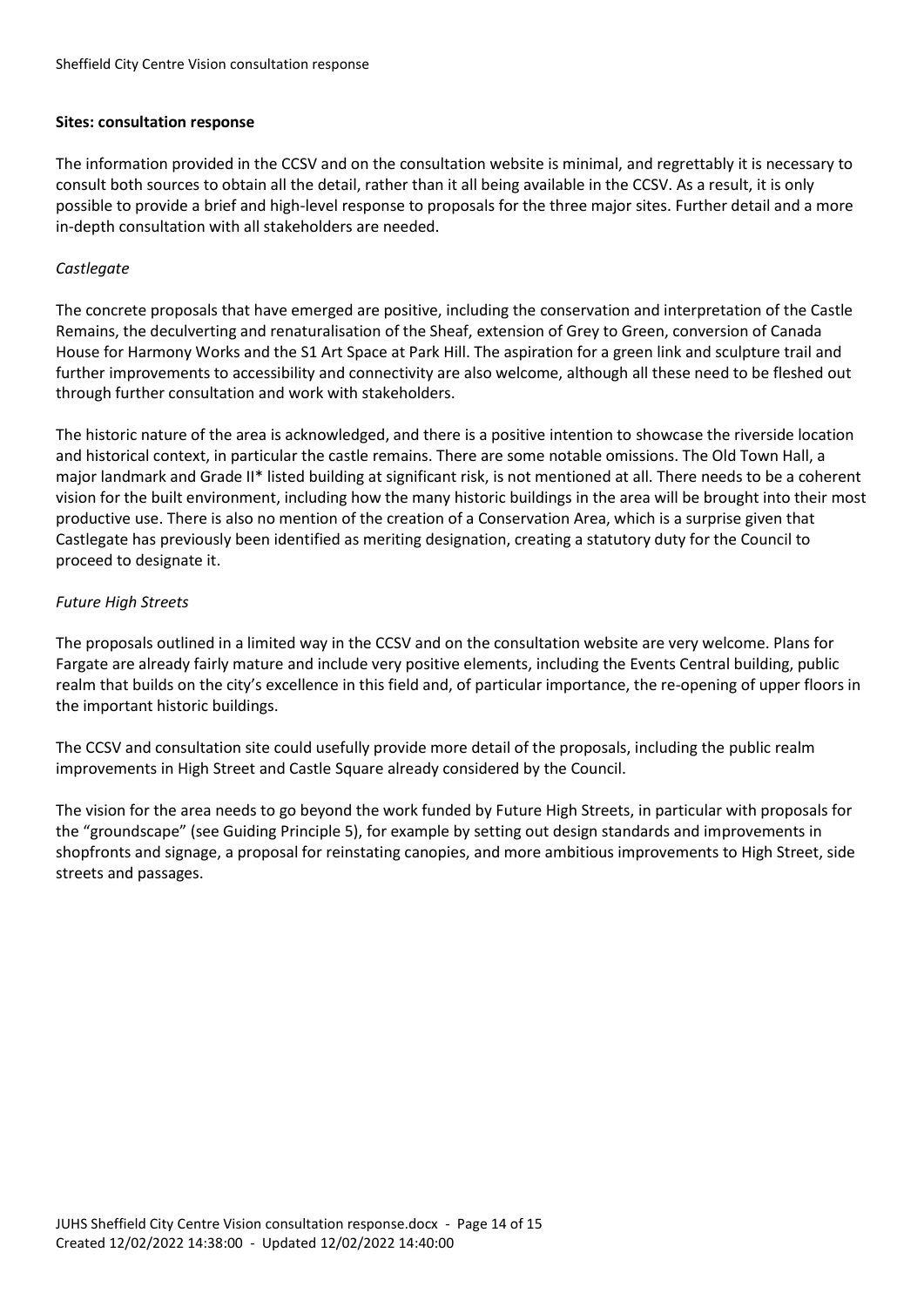**Sites: consultation response**

The information provided in the CCSV and on the consultation website is minimal, and regrettably it is necessary to consult both sources to obtain all the detail, rather than it all being available in the CCSV. As a result, it is only possible to provide a brief and high-level response to proposals for the three major sites. Further detail and a more in-depth consultation with all stakeholders are needed.

*Castlegate*

The concrete proposals that have emerged are positive, including the conservation and interpretation of the Castle Remains, the deculverting and renaturalisation of the Sheaf, extension of Grey to Green, conversion of Canada House for Harmony Works and the S1 Art Space at Park Hill. The aspiration for a green link and sculpture trail and further improvements to accessibility and connectivity are also welcome, although all these need to be fleshed out through further consultation and work with stakeholders.

The historic nature of the area is acknowledged, and there is a positive intention to showcase the riverside location and historical context, in particular the castle remains. There are some notable omissions. The Old Town Hall, a major landmark and Grade II* listed building at significant risk, is not mentioned at all. There needs to be a coherent vision for the built environment, including how the many historic buildings in the area will be brought into their most productive use. There is also no mention of the creation of a Conservation Area, which is a surprise given that Castlegate has previously been identified as meriting designation, creating a statutory duty for the Council to proceed to designate it.

*Future High Streets*

The proposals outlined in a limited way in the CCSV and on the consultation website are very welcome. Plans for Fargate are already fairly mature and include very positive elements, including the Events Central building, public realm that builds on the city's excellence in this field and, of particular importance, the re-opening of upper floors in the important historic buildings.

The CCSV and consultation site could usefully provide more detail of the proposals, including the public realm improvements in High Street and Castle Square already considered by the Council.

The vision for the area needs to go beyond the work funded by Future High Streets, in particular with proposals for the "groundscape" (see Guiding Principle 5), for example by setting out design standards and improvements in shopfronts and signage, a proposal for reinstating canopies, and more ambitious improvements to High Street, side streets and passages.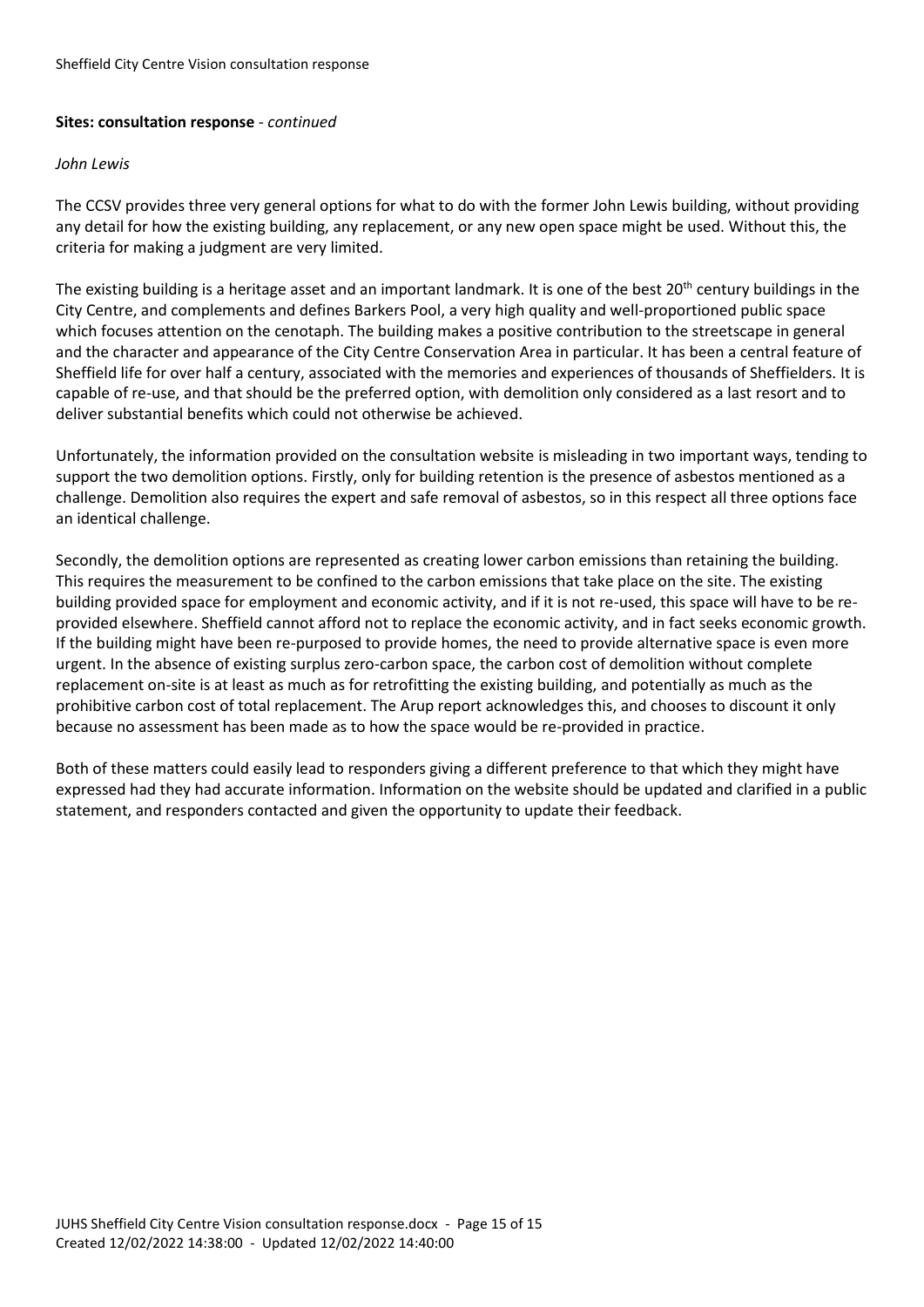**Sites: consultation response** - *continued*

*John Lewis*

The CCSV provides three very general options for what to do with the former John Lewis building, without providing any detail for how the existing building, any replacement, or any new open space might be used. Without this, the criteria for making a judgment are very limited.

The existing building is a heritage asset and an important landmark. It is one of the best 20th century buildings in the City Centre, and complements and defines Barkers Pool, a very high quality and well-proportioned public space which focuses attention on the cenotaph. The building makes a positive contribution to the streetscape in general and the character and appearance of the City Centre Conservation Area in particular. It has been a central feature of Sheffield life for over half a century, associated with the memories and experiences of thousands of Sheffielders. It is capable of re-use, and that should be the preferred option, with demolition only considered as a last resort and to deliver substantial benefits which could not otherwise be achieved.

Unfortunately, the information provided on the consultation website is misleading in two important ways, tending to support the two demolition options. Firstly, only for building retention is the presence of asbestos mentioned as a challenge. Demolition also requires the expert and safe removal of asbestos, so in this respect all three options face an identical challenge.

Secondly, the demolition options are represented as creating lower carbon emissions than retaining the building. This requires the measurement to be confined to the carbon emissions that take place on the site. The existing building provided space for employment and economic activity, and if it is not re-used, this space will have to be re-provided elsewhere. Sheffield cannot afford not to replace the economic activity, and in fact seeks economic growth. If the building might have been re-purposed to provide homes, the need to provide alternative space is even more urgent. In the absence of existing surplus zero-carbon space, the carbon cost of demolition without complete replacement on-site is at least as much as for retrofitting the existing building, and potentially as much as the prohibitive carbon cost of total replacement. The Arup report acknowledges this, and chooses to discount it only because no assessment has been made as to how the space would be re-provided in practice.

Both of these matters could easily lead to responders giving a different preference to that which they might have expressed had they had accurate information. Information on the website should be updated and clarified in a public statement, and responders contacted and given the opportunity to update their feedback.